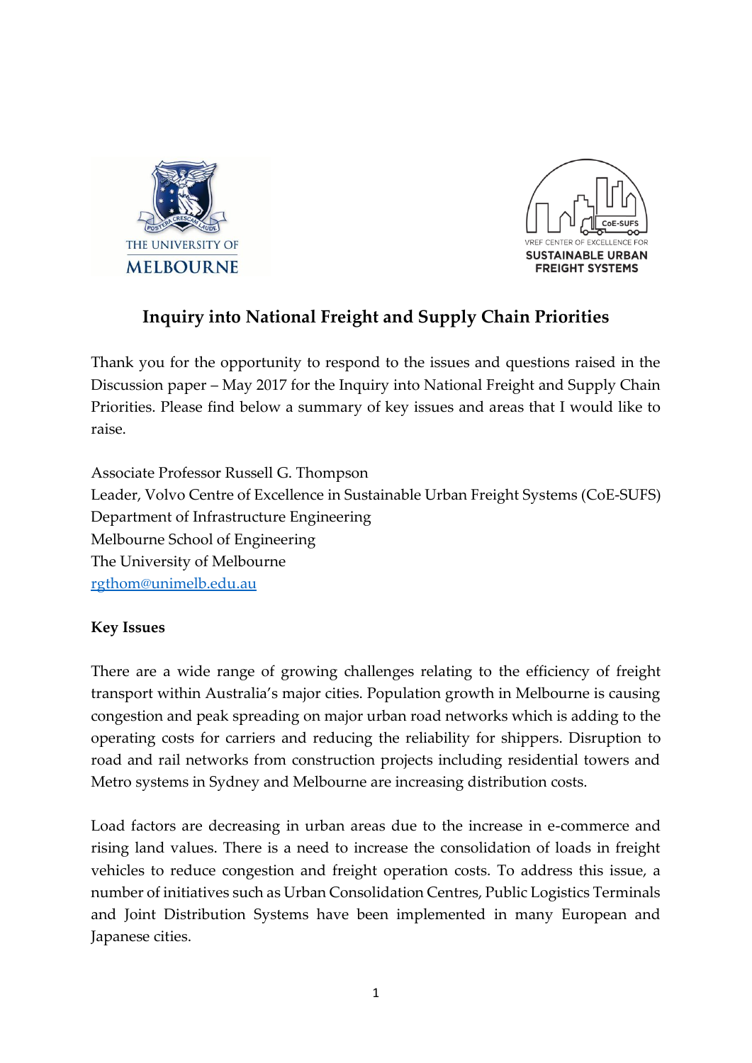# Inquiry into National Freight and Supply Chain Priorities

Thank you for the opportunity to respond to the issues and questions raised in the Discussion paper – May 2017 for the Inquiry into National Freight and Supply Chain Priorities. Please find below a summary of key issues and areas that I would like to raise.

Associate Professor Russell G. Thompson
Leader, Volvo Centre of Excellence in Sustainable Urban Freight Systems (CoE-SUFS)
Department of Infrastructure Engineering
Melbourne School of Engineering
The University of Melbourne
rgthom@unimelb.edu.au

**Key Issues**

There are a wide range of growing challenges relating to the efficiency of freight transport within Australia's major cities. Population growth in Melbourne is causing congestion and peak spreading on major urban road networks which is adding to the operating costs for carriers and reducing the reliability for shippers. Disruption to road and rail networks from construction projects including residential towers and Metro systems in Sydney and Melbourne are increasing distribution costs.

Load factors are decreasing in urban areas due to the increase in e-commerce and rising land values. There is a need to increase the consolidation of loads in freight vehicles to reduce congestion and freight operation costs. To address this issue, a number of initiatives such as Urban Consolidation Centres, Public Logistics Terminals and Joint Distribution Systems have been implemented in many European and Japanese cities.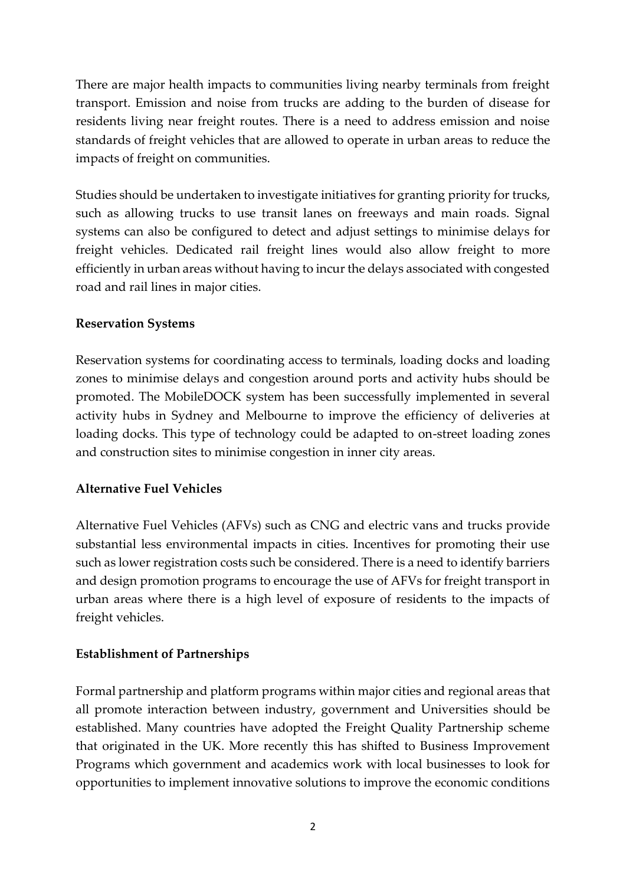There are major health impacts to communities living nearby terminals from freight transport. Emission and noise from trucks are adding to the burden of disease for residents living near freight routes. There is a need to address emission and noise standards of freight vehicles that are allowed to operate in urban areas to reduce the impacts of freight on communities.

Studies should be undertaken to investigate initiatives for granting priority for trucks, such as allowing trucks to use transit lanes on freeways and main roads. Signal systems can also be configured to detect and adjust settings to minimise delays for freight vehicles. Dedicated rail freight lines would also allow freight to more efficiently in urban areas without having to incur the delays associated with congested road and rail lines in major cities.

**Reservation Systems**

Reservation systems for coordinating access to terminals, loading docks and loading zones to minimise delays and congestion around ports and activity hubs should be promoted. The MobileDOCK system has been successfully implemented in several activity hubs in Sydney and Melbourne to improve the efficiency of deliveries at loading docks. This type of technology could be adapted to on-street loading zones and construction sites to minimise congestion in inner city areas.

**Alternative Fuel Vehicles**

Alternative Fuel Vehicles (AFVs) such as CNG and electric vans and trucks provide substantial less environmental impacts in cities. Incentives for promoting their use such as lower registration costs such be considered. There is a need to identify barriers and design promotion programs to encourage the use of AFVs for freight transport in urban areas where there is a high level of exposure of residents to the impacts of freight vehicles.

**Establishment of Partnerships**

Formal partnership and platform programs within major cities and regional areas that all promote interaction between industry, government and Universities should be established. Many countries have adopted the Freight Quality Partnership scheme that originated in the UK. More recently this has shifted to Business Improvement Programs which government and academics work with local businesses to look for opportunities to implement innovative solutions to improve the economic conditions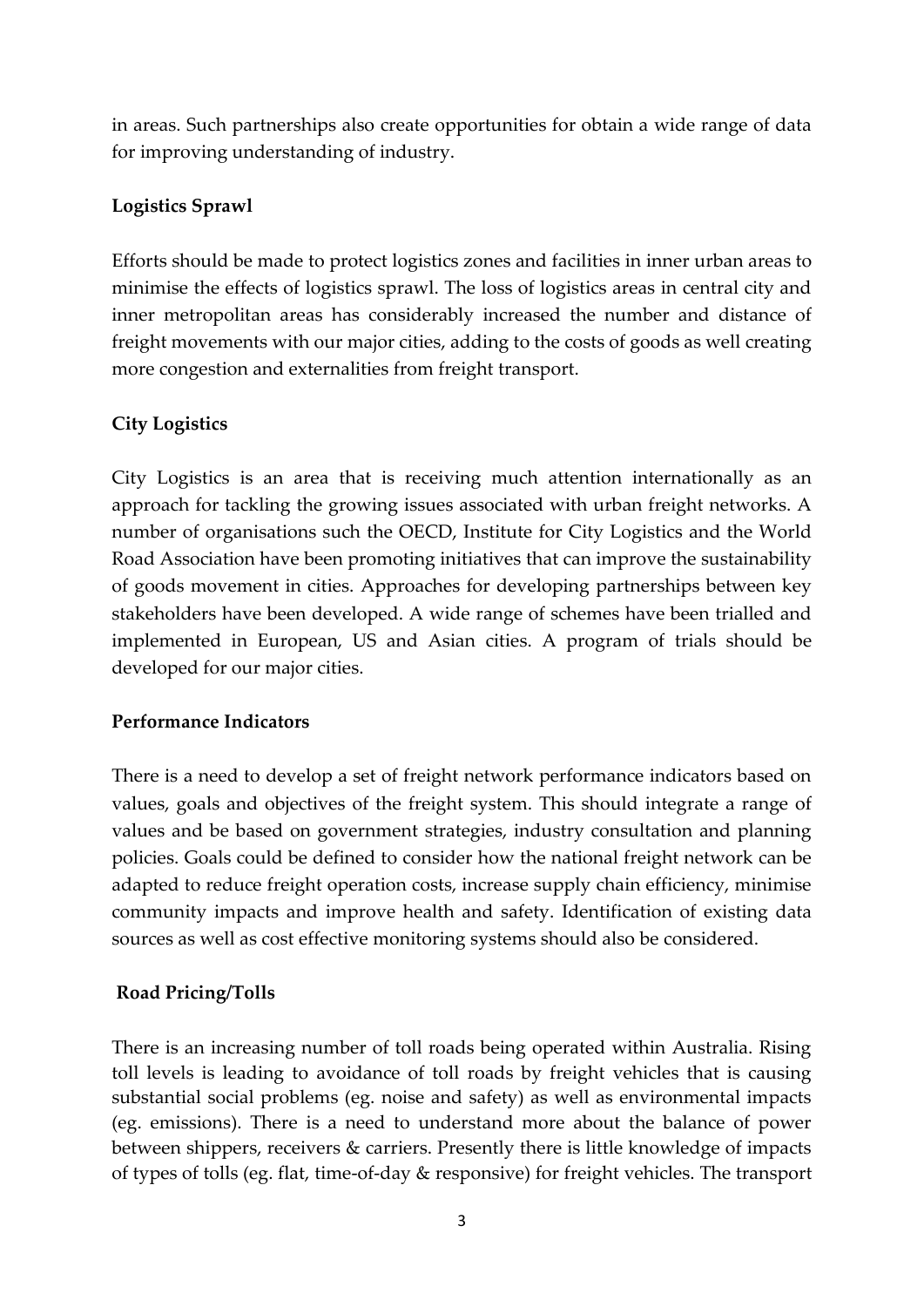in areas. Such partnerships also create opportunities for obtain a wide range of data for improving understanding of industry.

**Logistics Sprawl**

Efforts should be made to protect logistics zones and facilities in inner urban areas to minimise the effects of logistics sprawl. The loss of logistics areas in central city and inner metropolitan areas has considerably increased the number and distance of freight movements with our major cities, adding to the costs of goods as well creating more congestion and externalities from freight transport.

**City Logistics**

City Logistics is an area that is receiving much attention internationally as an approach for tackling the growing issues associated with urban freight networks. A number of organisations such the OECD, Institute for City Logistics and the World Road Association have been promoting initiatives that can improve the sustainability of goods movement in cities. Approaches for developing partnerships between key stakeholders have been developed. A wide range of schemes have been trialled and implemented in European, US and Asian cities. A program of trials should be developed for our major cities.

**Performance Indicators**

There is a need to develop a set of freight network performance indicators based on values, goals and objectives of the freight system. This should integrate a range of values and be based on government strategies, industry consultation and planning policies. Goals could be defined to consider how the national freight network can be adapted to reduce freight operation costs, increase supply chain efficiency, minimise community impacts and improve health and safety. Identification of existing data sources as well as cost effective monitoring systems should also be considered.

**Road Pricing/Tolls**

There is an increasing number of toll roads being operated within Australia. Rising toll levels is leading to avoidance of toll roads by freight vehicles that is causing substantial social problems (eg. noise and safety) as well as environmental impacts (eg. emissions). There is a need to understand more about the balance of power between shippers, receivers & carriers. Presently there is little knowledge of impacts of types of tolls (eg. flat, time-of-day & responsive) for freight vehicles. The transport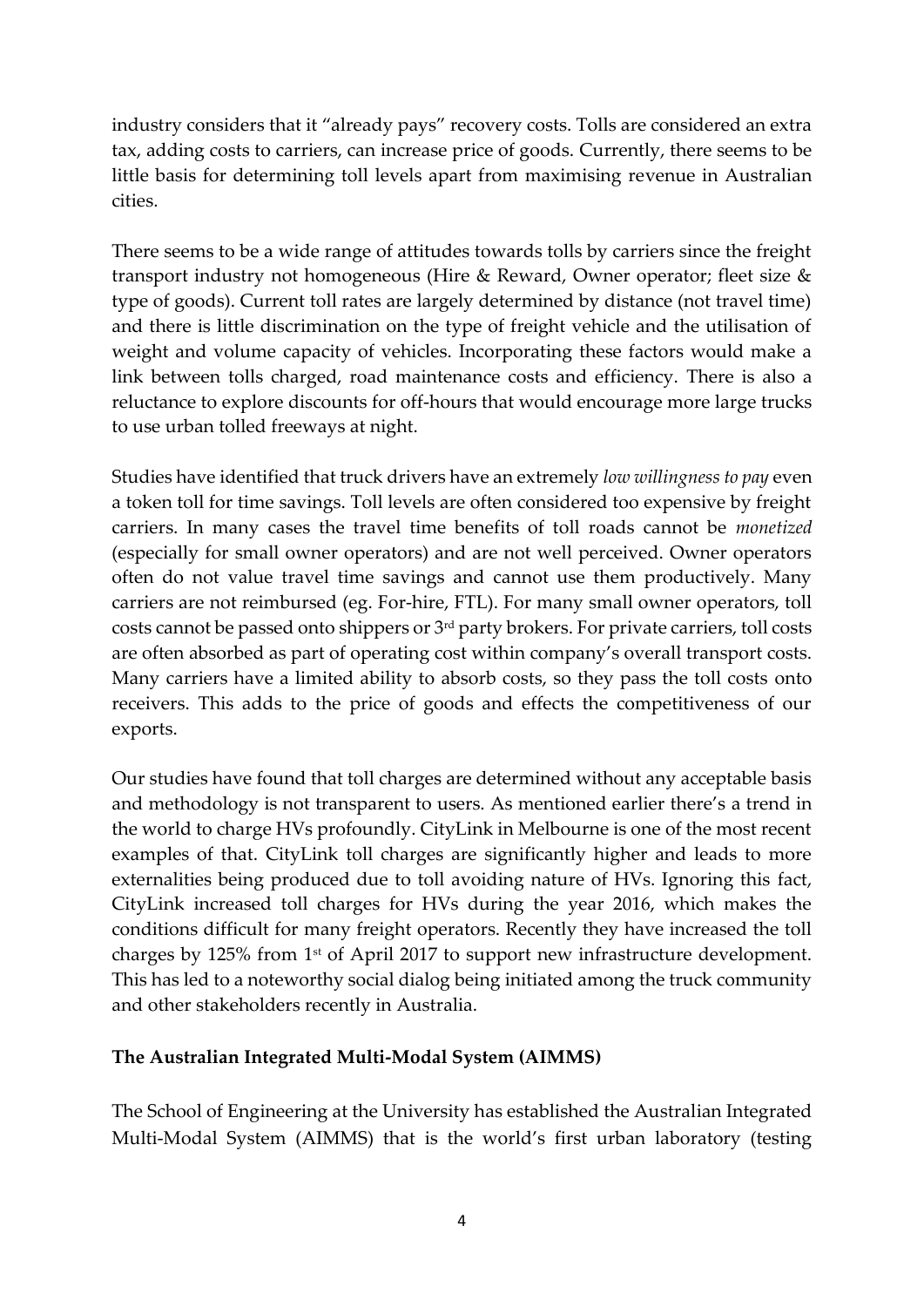industry considers that it "already pays" recovery costs. Tolls are considered an extra tax, adding costs to carriers, can increase price of goods. Currently, there seems to be little basis for determining toll levels apart from maximising revenue in Australian cities.

There seems to be a wide range of attitudes towards tolls by carriers since the freight transport industry not homogeneous (Hire & Reward, Owner operator; fleet size & type of goods). Current toll rates are largely determined by distance (not travel time) and there is little discrimination on the type of freight vehicle and the utilisation of weight and volume capacity of vehicles. Incorporating these factors would make a link between tolls charged, road maintenance costs and efficiency. There is also a reluctance to explore discounts for off-hours that would encourage more large trucks to use urban tolled freeways at night.

Studies have identified that truck drivers have an extremely *low willingness to pay* even a token toll for time savings. Toll levels are often considered too expensive by freight carriers. In many cases the travel time benefits of toll roads cannot be *monetized* (especially for small owner operators) and are not well perceived. Owner operators often do not value travel time savings and cannot use them productively. Many carriers are not reimbursed (eg. For-hire, FTL). For many small owner operators, toll costs cannot be passed onto shippers or 3rd party brokers. For private carriers, toll costs are often absorbed as part of operating cost within company's overall transport costs. Many carriers have a limited ability to absorb costs, so they pass the toll costs onto receivers. This adds to the price of goods and effects the competitiveness of our exports.

Our studies have found that toll charges are determined without any acceptable basis and methodology is not transparent to users. As mentioned earlier there's a trend in the world to charge HVs profoundly. CityLink in Melbourne is one of the most recent examples of that. CityLink toll charges are significantly higher and leads to more externalities being produced due to toll avoiding nature of HVs. Ignoring this fact, CityLink increased toll charges for HVs during the year 2016, which makes the conditions difficult for many freight operators. Recently they have increased the toll charges by 125% from 1st of April 2017 to support new infrastructure development. This has led to a noteworthy social dialog being initiated among the truck community and other stakeholders recently in Australia.

**The Australian Integrated Multi-Modal System (AIMMS)**

The School of Engineering at the University has established the Australian Integrated Multi-Modal System (AIMMS) that is the world's first urban laboratory (testing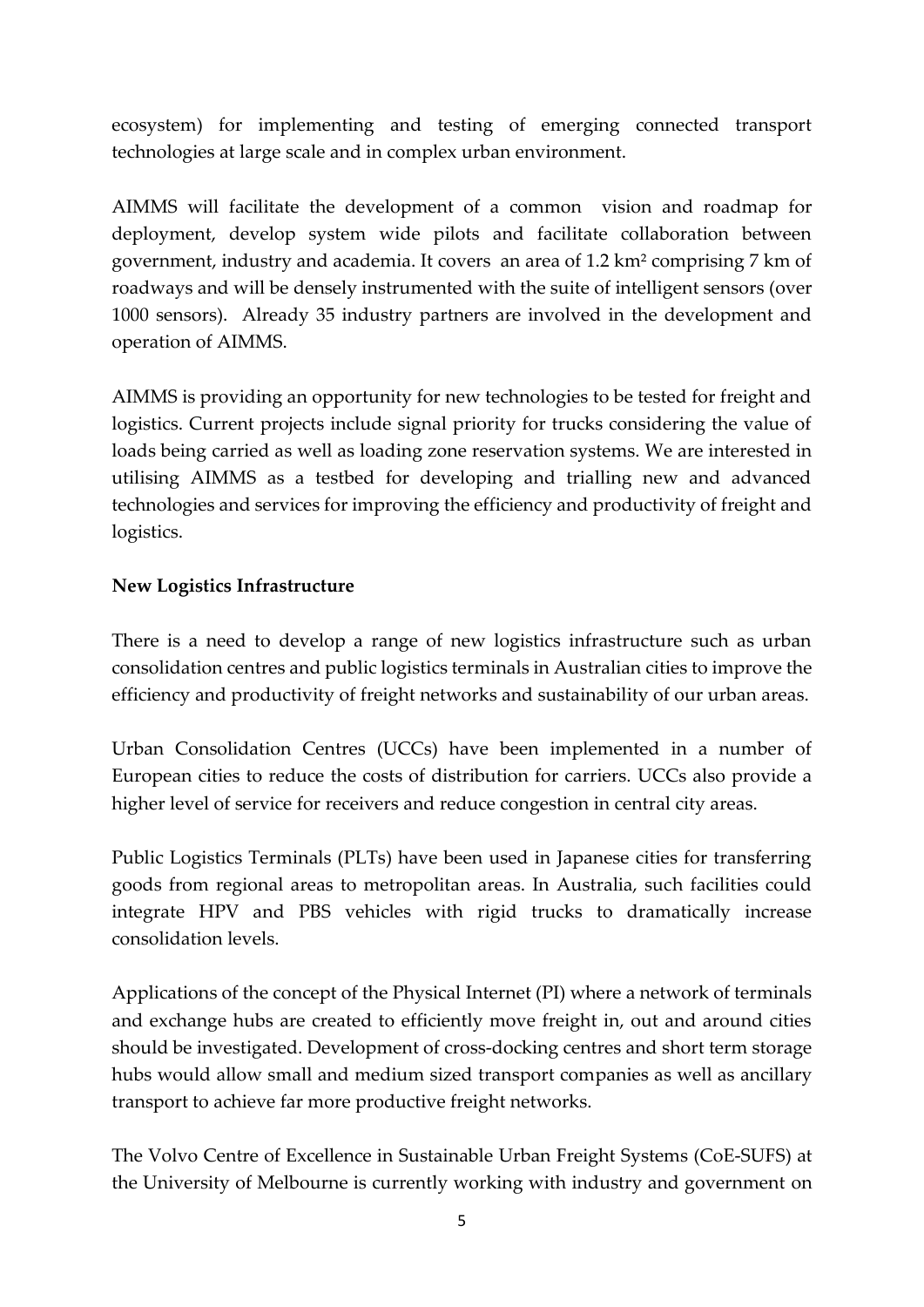ecosystem) for implementing and testing of emerging connected transport technologies at large scale and in complex urban environment.

AIMMS will facilitate the development of a common vision and roadmap for deployment, develop system wide pilots and facilitate collaboration between government, industry and academia. It covers an area of 1.2 km² comprising 7 km of roadways and will be densely instrumented with the suite of intelligent sensors (over 1000 sensors). Already 35 industry partners are involved in the development and operation of AIMMS.

AIMMS is providing an opportunity for new technologies to be tested for freight and logistics. Current projects include signal priority for trucks considering the value of loads being carried as well as loading zone reservation systems. We are interested in utilising AIMMS as a testbed for developing and trialling new and advanced technologies and services for improving the efficiency and productivity of freight and logistics.

**New Logistics Infrastructure**

There is a need to develop a range of new logistics infrastructure such as urban consolidation centres and public logistics terminals in Australian cities to improve the efficiency and productivity of freight networks and sustainability of our urban areas.

Urban Consolidation Centres (UCCs) have been implemented in a number of European cities to reduce the costs of distribution for carriers. UCCs also provide a higher level of service for receivers and reduce congestion in central city areas.

Public Logistics Terminals (PLTs) have been used in Japanese cities for transferring goods from regional areas to metropolitan areas. In Australia, such facilities could integrate HPV and PBS vehicles with rigid trucks to dramatically increase consolidation levels.

Applications of the concept of the Physical Internet (PI) where a network of terminals and exchange hubs are created to efficiently move freight in, out and around cities should be investigated. Development of cross-docking centres and short term storage hubs would allow small and medium sized transport companies as well as ancillary transport to achieve far more productive freight networks.

The Volvo Centre of Excellence in Sustainable Urban Freight Systems (CoE-SUFS) at the University of Melbourne is currently working with industry and government on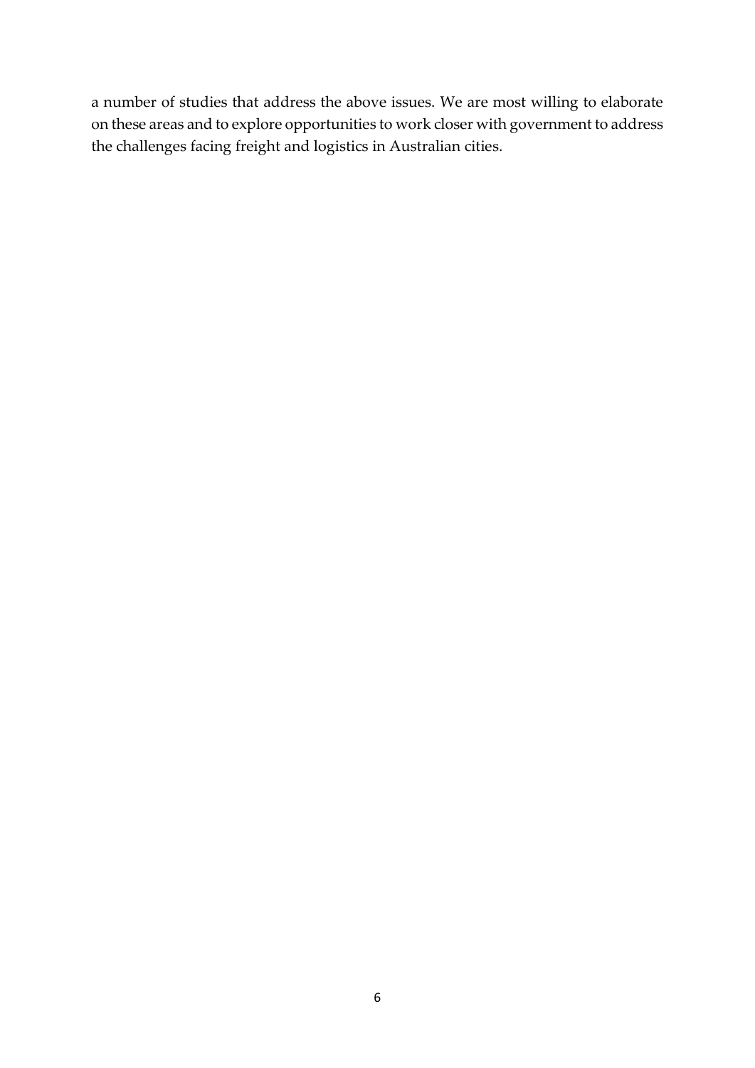a number of studies that address the above issues. We are most willing to elaborate on these areas and to explore opportunities to work closer with government to address the challenges facing freight and logistics in Australian cities.